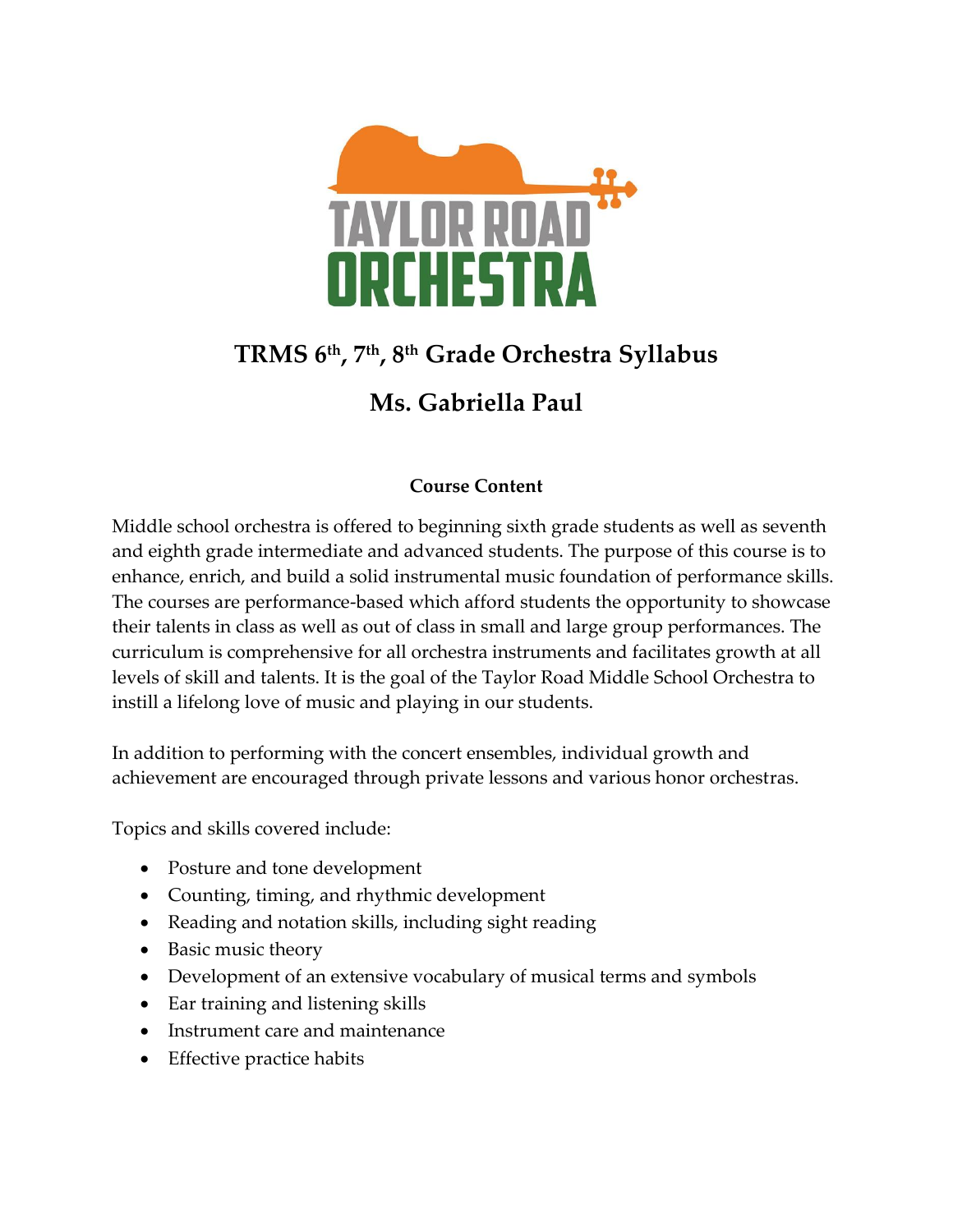# TRMS 6th, 7th, 8th Grade Orchestra Syllabus

## Ms. Gabriella Paul

### Course Content

Middle school orchestra is offered to beginning sixth grade students as well as seventh and eighth grade intermediate and advanced students. The purpose of this course is to enhance, enrich, and build a solid instrumental music foundation of performance skills. The courses are performance-based which afford students the opportunity to showcase their talents in class as well as out of class in small and large group performances. The curriculum is comprehensive for all orchestra instruments and facilitates growth at all levels of skill and talents. It is the goal of the Taylor Road Middle School Orchestra to instill a lifelong love of music and playing in our students.

In addition to performing with the concert ensembles, individual growth and achievement are encouraged through private lessons and various honor orchestras.

Topics and skills covered include:

- Posture and tone development
- Counting, timing, and rhythmic development
- Reading and notation skills, including sight reading
- Basic music theory
- Development of an extensive vocabulary of musical terms and symbols
- Ear training and listening skills
- Instrument care and maintenance
- Effective practice habits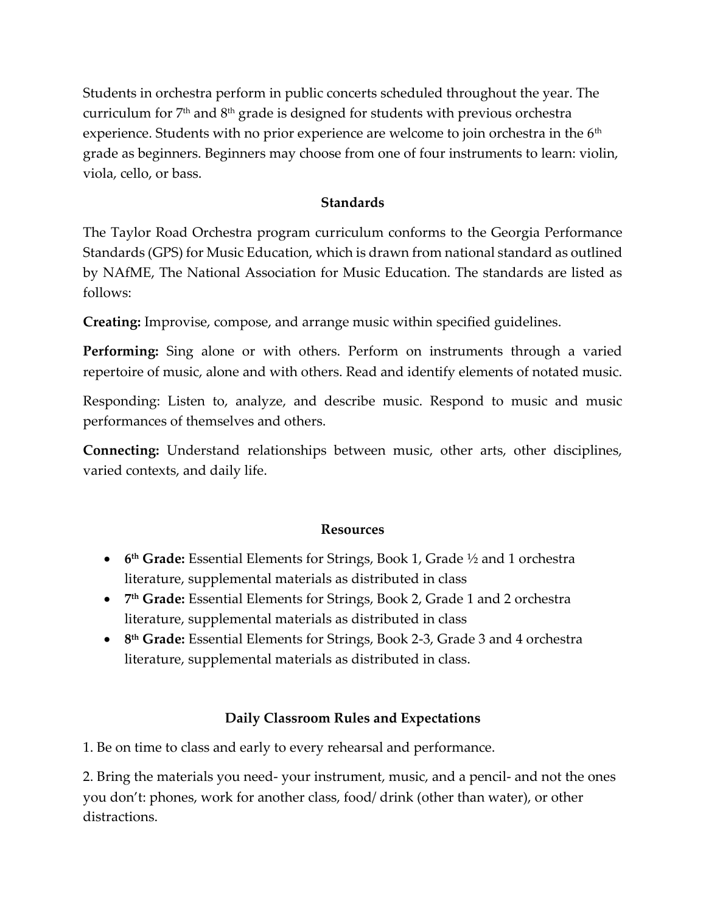Students in orchestra perform in public concerts scheduled throughout the year. The curriculum for 7th and 8th grade is designed for students with previous orchestra experience. Students with no prior experience are welcome to join orchestra in the 6th grade as beginners. Beginners may choose from one of four instruments to learn: violin, viola, cello, or bass.

## Standards

The Taylor Road Orchestra program curriculum conforms to the Georgia Performance Standards (GPS) for Music Education, which is drawn from national standard as outlined by NAfME, The National Association for Music Education. The standards are listed as follows:

**Creating:** Improvise, compose, and arrange music within specified guidelines.

**Performing:** Sing alone or with others. Perform on instruments through a varied repertoire of music, alone and with others. Read and identify elements of notated music.

Responding: Listen to, analyze, and describe music. Respond to music and music performances of themselves and others.

**Connecting:** Understand relationships between music, other arts, other disciplines, varied contexts, and daily life.

## Resources

- **6th Grade:** Essential Elements for Strings, Book 1, Grade ½ and 1 orchestra literature, supplemental materials as distributed in class
- **7th Grade:** Essential Elements for Strings, Book 2, Grade 1 and 2 orchestra literature, supplemental materials as distributed in class
- **8th Grade:** Essential Elements for Strings, Book 2-3, Grade 3 and 4 orchestra literature, supplemental materials as distributed in class.

## Daily Classroom Rules and Expectations

1. Be on time to class and early to every rehearsal and performance.

2. Bring the materials you need- your instrument, music, and a pencil- and not the ones you don't: phones, work for another class, food/ drink (other than water), or other distractions.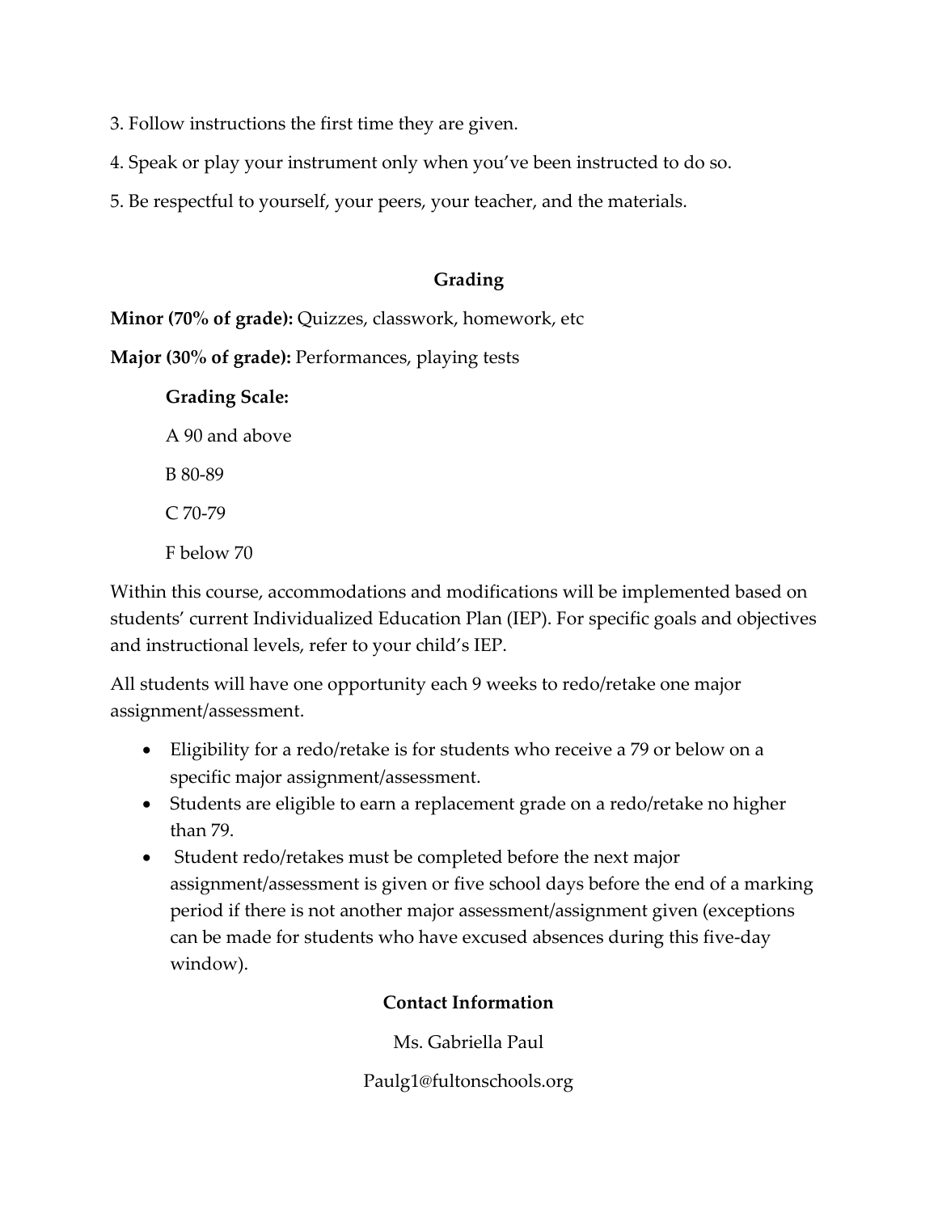3. Follow instructions the first time they are given.
4. Speak or play your instrument only when you've been instructed to do so.
5. Be respectful to yourself, your peers, your teacher, and the materials.

## Grading

**Minor (70% of grade):** Quizzes, classwork, homework, etc

**Major (30% of grade):** Performances, playing tests

**Grading Scale:**

A 90 and above

B 80-89

C 70-79

F below 70

Within this course, accommodations and modifications will be implemented based on students' current Individualized Education Plan (IEP). For specific goals and objectives and instructional levels, refer to your child's IEP.

All students will have one opportunity each 9 weeks to redo/retake one major assignment/assessment.

- Eligibility for a redo/retake is for students who receive a 79 or below on a specific major assignment/assessment.
- Students are eligible to earn a replacement grade on a redo/retake no higher than 79.
- Student redo/retakes must be completed before the next major assignment/assessment is given or five school days before the end of a marking period if there is not another major assessment/assignment given (exceptions can be made for students who have excused absences during this five-day window).

## Contact Information

Ms. Gabriella Paul

Paulg1@fultonschools.org